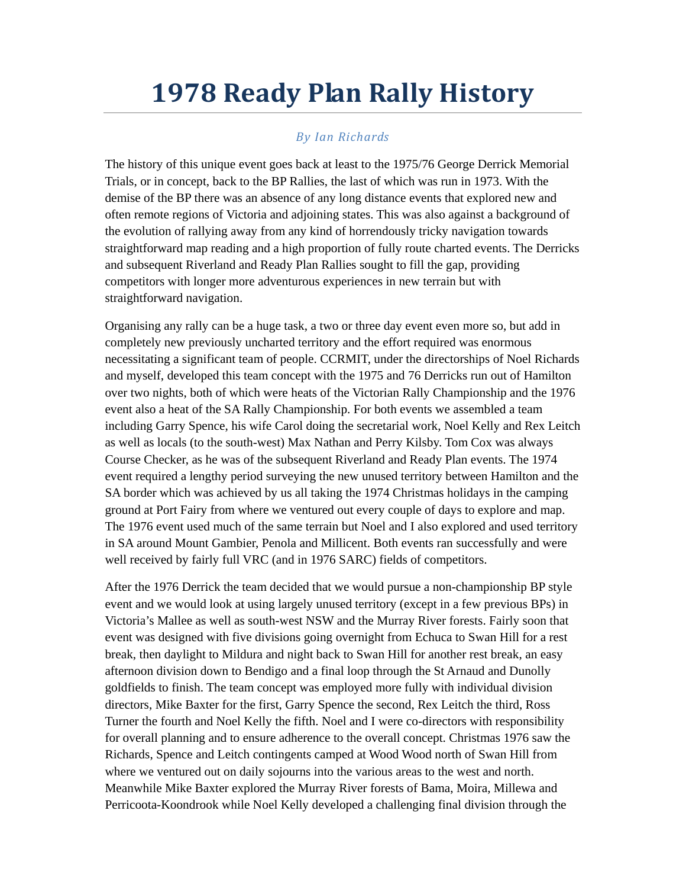# 1978 Ready Plan Rally History

*By Ian Richards*

The history of this unique event goes back at least to the 1975/76 George Derrick Memorial Trials, or in concept, back to the BP Rallies, the last of which was run in 1973. With the demise of the BP there was an absence of any long distance events that explored new and often remote regions of Victoria and adjoining states. This was also against a background of the evolution of rallying away from any kind of horrendously tricky navigation towards straightforward map reading and a high proportion of fully route charted events. The Derricks and subsequent Riverland and Ready Plan Rallies sought to fill the gap, providing competitors with longer more adventurous experiences in new terrain but with straightforward navigation.

Organising any rally can be a huge task, a two or three day event even more so, but add in completely new previously uncharted territory and the effort required was enormous necessitating a significant team of people. CCRMIT, under the directorships of Noel Richards and myself, developed this team concept with the 1975 and 76 Derricks run out of Hamilton over two nights, both of which were heats of the Victorian Rally Championship and the 1976 event also a heat of the SA Rally Championship. For both events we assembled a team including Garry Spence, his wife Carol doing the secretarial work, Noel Kelly and Rex Leitch as well as locals (to the south-west) Max Nathan and Perry Kilsby. Tom Cox was always Course Checker, as he was of the subsequent Riverland and Ready Plan events. The 1974 event required a lengthy period surveying the new unused territory between Hamilton and the SA border which was achieved by us all taking the 1974 Christmas holidays in the camping ground at Port Fairy from where we ventured out every couple of days to explore and map. The 1976 event used much of the same terrain but Noel and I also explored and used territory in SA around Mount Gambier, Penola and Millicent. Both events ran successfully and were well received by fairly full VRC (and in 1976 SARC) fields of competitors.

After the 1976 Derrick the team decided that we would pursue a non-championship BP style event and we would look at using largely unused territory (except in a few previous BPs) in Victoria's Mallee as well as south-west NSW and the Murray River forests. Fairly soon that event was designed with five divisions going overnight from Echuca to Swan Hill for a rest break, then daylight to Mildura and night back to Swan Hill for another rest break, an easy afternoon division down to Bendigo and a final loop through the St Arnaud and Dunolly goldfields to finish. The team concept was employed more fully with individual division directors, Mike Baxter for the first, Garry Spence the second, Rex Leitch the third, Ross Turner the fourth and Noel Kelly the fifth. Noel and I were co-directors with responsibility for overall planning and to ensure adherence to the overall concept. Christmas 1976 saw the Richards, Spence and Leitch contingents camped at Wood Wood north of Swan Hill from where we ventured out on daily sojourns into the various areas to the west and north. Meanwhile Mike Baxter explored the Murray River forests of Bama, Moira, Millewa and Perricoota-Koondrook while Noel Kelly developed a challenging final division through the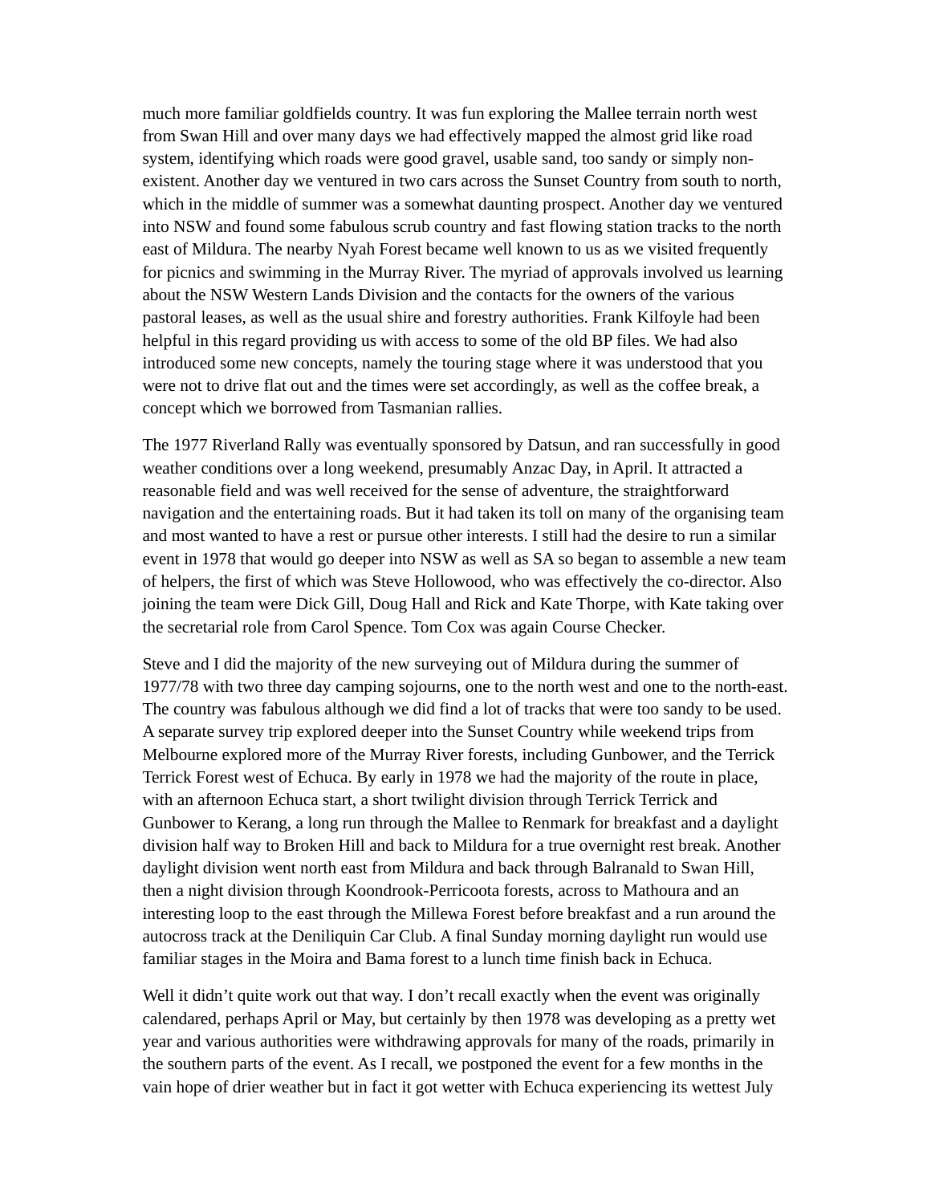much more familiar goldfields country. It was fun exploring the Mallee terrain north west from Swan Hill and over many days we had effectively mapped the almost grid like road system, identifying which roads were good gravel, usable sand, too sandy or simply non-existent. Another day we ventured in two cars across the Sunset Country from south to north, which in the middle of summer was a somewhat daunting prospect. Another day we ventured into NSW and found some fabulous scrub country and fast flowing station tracks to the north east of Mildura. The nearby Nyah Forest became well known to us as we visited frequently for picnics and swimming in the Murray River. The myriad of approvals involved us learning about the NSW Western Lands Division and the contacts for the owners of the various pastoral leases, as well as the usual shire and forestry authorities. Frank Kilfoyle had been helpful in this regard providing us with access to some of the old BP files. We had also introduced some new concepts, namely the touring stage where it was understood that you were not to drive flat out and the times were set accordingly, as well as the coffee break, a concept which we borrowed from Tasmanian rallies.

The 1977 Riverland Rally was eventually sponsored by Datsun, and ran successfully in good weather conditions over a long weekend, presumably Anzac Day, in April. It attracted a reasonable field and was well received for the sense of adventure, the straightforward navigation and the entertaining roads. But it had taken its toll on many of the organising team and most wanted to have a rest or pursue other interests. I still had the desire to run a similar event in 1978 that would go deeper into NSW as well as SA so began to assemble a new team of helpers, the first of which was Steve Hollowood, who was effectively the co-director. Also joining the team were Dick Gill, Doug Hall and Rick and Kate Thorpe, with Kate taking over the secretarial role from Carol Spence. Tom Cox was again Course Checker.

Steve and I did the majority of the new surveying out of Mildura during the summer of 1977/78 with two three day camping sojourns, one to the north west and one to the north-east. The country was fabulous although we did find a lot of tracks that were too sandy to be used. A separate survey trip explored deeper into the Sunset Country while weekend trips from Melbourne explored more of the Murray River forests, including Gunbower, and the Terrick Terrick Forest west of Echuca. By early in 1978 we had the majority of the route in place, with an afternoon Echuca start, a short twilight division through Terrick Terrick and Gunbower to Kerang, a long run through the Mallee to Renmark for breakfast and a daylight division half way to Broken Hill and back to Mildura for a true overnight rest break. Another daylight division went north east from Mildura and back through Balranald to Swan Hill, then a night division through Koondrook-Perricoota forests, across to Mathoura and an interesting loop to the east through the Millewa Forest before breakfast and a run around the autocross track at the Deniliquin Car Club. A final Sunday morning daylight run would use familiar stages in the Moira and Bama forest to a lunch time finish back in Echuca.

Well it didn't quite work out that way. I don't recall exactly when the event was originally calendared, perhaps April or May, but certainly by then 1978 was developing as a pretty wet year and various authorities were withdrawing approvals for many of the roads, primarily in the southern parts of the event. As I recall, we postponed the event for a few months in the vain hope of drier weather but in fact it got wetter with Echuca experiencing its wettest July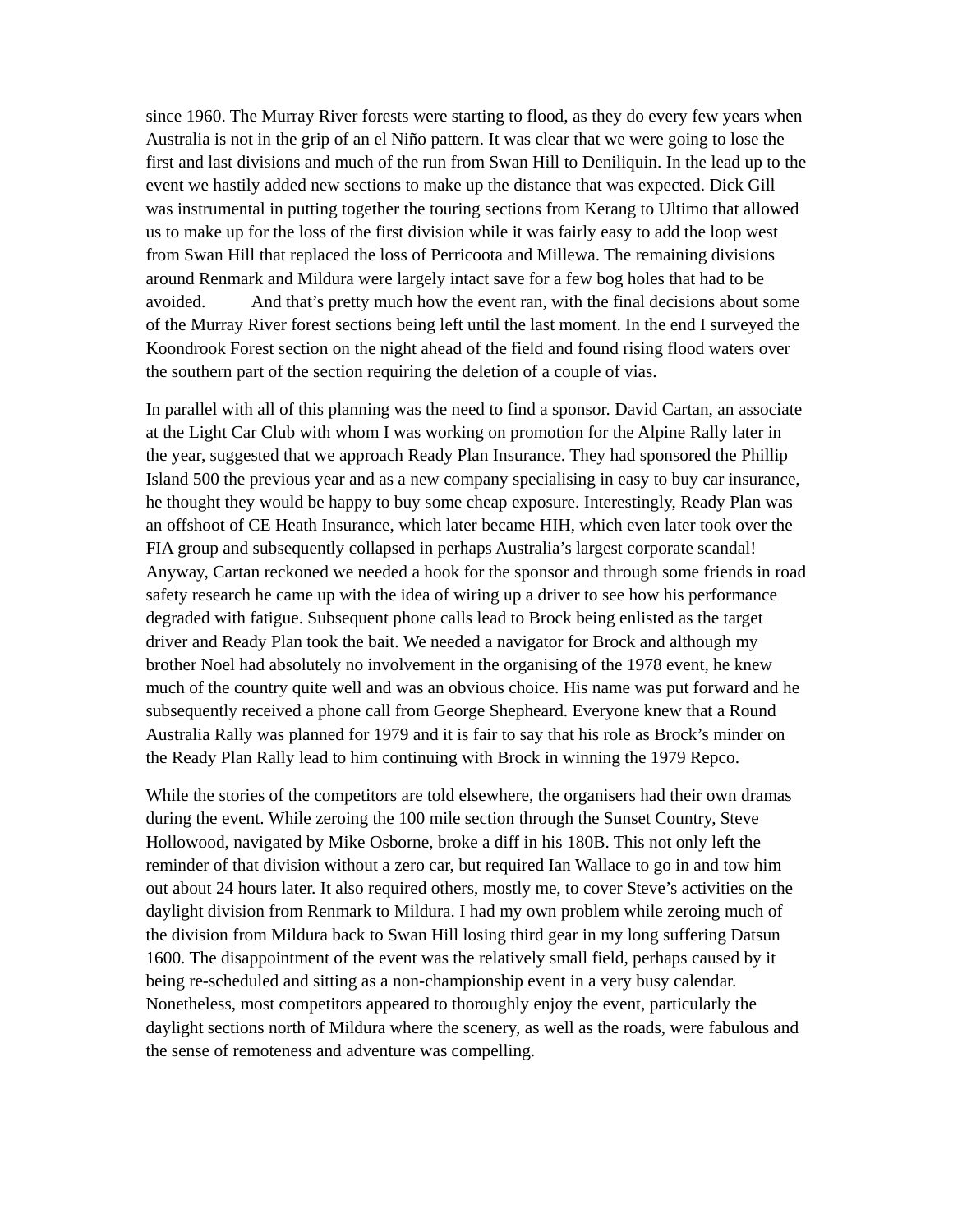since 1960. The Murray River forests were starting to flood, as they do every few years when Australia is not in the grip of an el Niño pattern. It was clear that we were going to lose the first and last divisions and much of the run from Swan Hill to Deniliquin. In the lead up to the event we hastily added new sections to make up the distance that was expected. Dick Gill was instrumental in putting together the touring sections from Kerang to Ultimo that allowed us to make up for the loss of the first division while it was fairly easy to add the loop west from Swan Hill that replaced the loss of Perricoota and Millewa. The remaining divisions around Renmark and Mildura were largely intact save for a few bog holes that had to be avoided. And that's pretty much how the event ran, with the final decisions about some of the Murray River forest sections being left until the last moment. In the end I surveyed the Koondrook Forest section on the night ahead of the field and found rising flood waters over the southern part of the section requiring the deletion of a couple of vias.

In parallel with all of this planning was the need to find a sponsor. David Cartan, an associate at the Light Car Club with whom I was working on promotion for the Alpine Rally later in the year, suggested that we approach Ready Plan Insurance. They had sponsored the Phillip Island 500 the previous year and as a new company specialising in easy to buy car insurance, he thought they would be happy to buy some cheap exposure. Interestingly, Ready Plan was an offshoot of CE Heath Insurance, which later became HIH, which even later took over the FIA group and subsequently collapsed in perhaps Australia's largest corporate scandal! Anyway, Cartan reckoned we needed a hook for the sponsor and through some friends in road safety research he came up with the idea of wiring up a driver to see how his performance degraded with fatigue. Subsequent phone calls lead to Brock being enlisted as the target driver and Ready Plan took the bait. We needed a navigator for Brock and although my brother Noel had absolutely no involvement in the organising of the 1978 event, he knew much of the country quite well and was an obvious choice. His name was put forward and he subsequently received a phone call from George Shepheard. Everyone knew that a Round Australia Rally was planned for 1979 and it is fair to say that his role as Brock's minder on the Ready Plan Rally lead to him continuing with Brock in winning the 1979 Repco.

While the stories of the competitors are told elsewhere, the organisers had their own dramas during the event. While zeroing the 100 mile section through the Sunset Country, Steve Hollowood, navigated by Mike Osborne, broke a diff in his 180B. This not only left the reminder of that division without a zero car, but required Ian Wallace to go in and tow him out about 24 hours later. It also required others, mostly me, to cover Steve's activities on the daylight division from Renmark to Mildura. I had my own problem while zeroing much of the division from Mildura back to Swan Hill losing third gear in my long suffering Datsun 1600. The disappointment of the event was the relatively small field, perhaps caused by it being re-scheduled and sitting as a non-championship event in a very busy calendar. Nonetheless, most competitors appeared to thoroughly enjoy the event, particularly the daylight sections north of Mildura where the scenery, as well as the roads, were fabulous and the sense of remoteness and adventure was compelling.